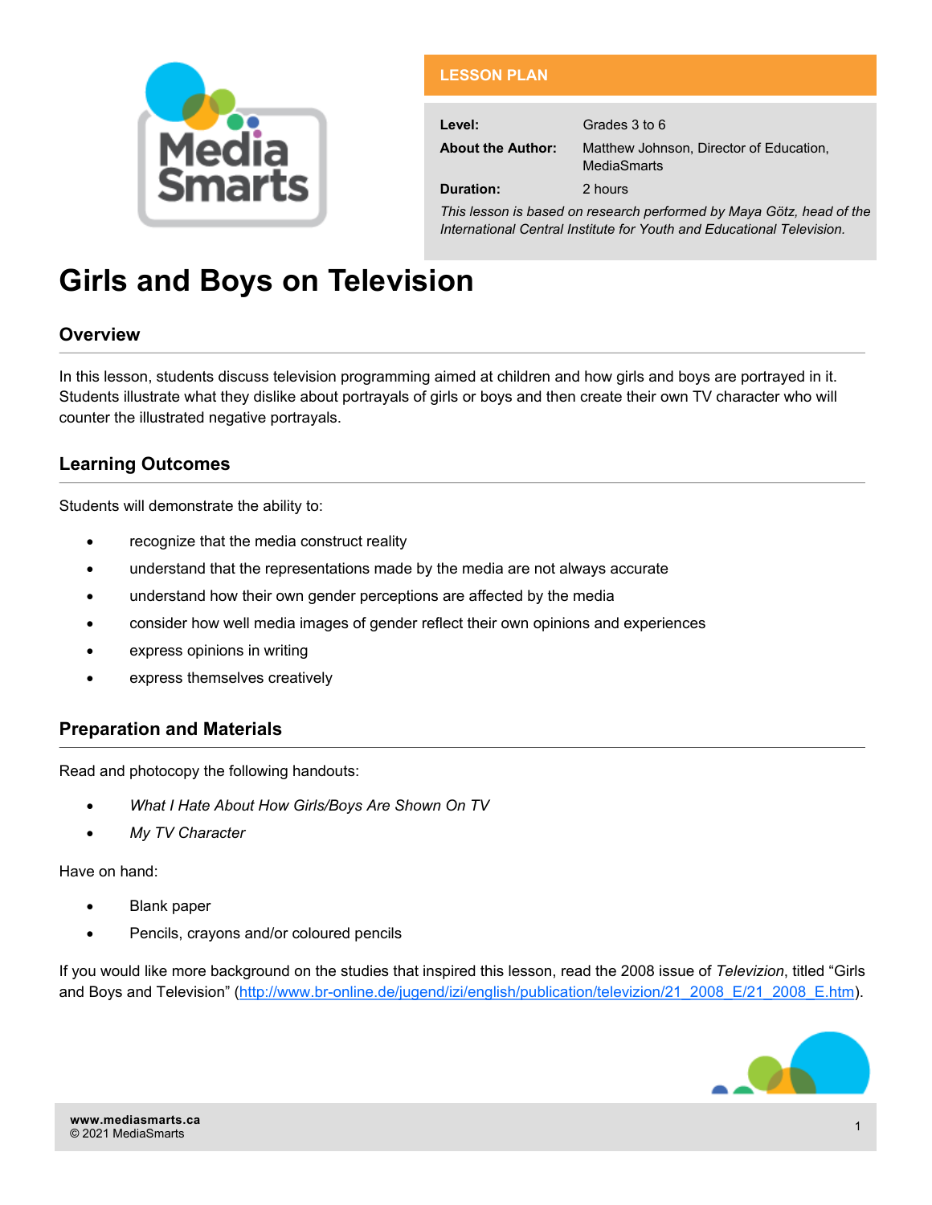**LESSON PLAN**

| | |
|---|---|
| **Level:** | Grades 3 to 6 |
| **About the Author:** | Matthew Johnson, Director of Education, MediaSmarts |
| **Duration:** | 2 hours |

*This lesson is based on research performed by Maya Götz, head of the International Central Institute for Youth and Educational Television.*

# Girls and Boys on Television

## Overview

In this lesson, students discuss television programming aimed at children and how girls and boys are portrayed in it. Students illustrate what they dislike about portrayals of girls or boys and then create their own TV character who will counter the illustrated negative portrayals.

## Learning Outcomes

Students will demonstrate the ability to:

- recognize that the media construct reality
- understand that the representations made by the media are not always accurate
- understand how their own gender perceptions are affected by the media
- consider how well media images of gender reflect their own opinions and experiences
- express opinions in writing
- express themselves creatively

## Preparation and Materials

Read and photocopy the following handouts:

- *What I Hate About How Girls/Boys Are Shown On TV*
- *My TV Character*

Have on hand:

- Blank paper
- Pencils, crayons and/or coloured pencils

If you would like more background on the studies that inspired this lesson, read the 2008 issue of *Televizion*, titled "Girls and Boys and Television" (http://www.br-online.de/jugend/izi/english/publication/televizion/21_2008_E/21_2008_E.htm).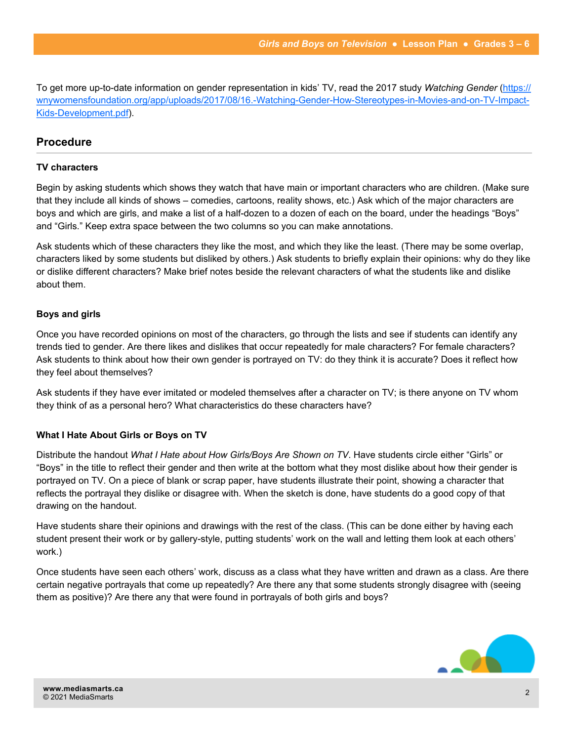To get more up-to-date information on gender representation in kids' TV, read the 2017 study *Watching Gender* (https://wnywomensfoundation.org/app/uploads/2017/08/16.-Watching-Gender-How-Stereotypes-in-Movies-and-on-TV-Impact-Kids-Development.pdf).

## Procedure

### TV characters

Begin by asking students which shows they watch that have main or important characters who are children. (Make sure that they include all kinds of shows – comedies, cartoons, reality shows, etc.) Ask which of the major characters are boys and which are girls, and make a list of a half-dozen to a dozen of each on the board, under the headings "Boys" and "Girls." Keep extra space between the two columns so you can make annotations.

Ask students which of these characters they like the most, and which they like the least. (There may be some overlap, characters liked by some students but disliked by others.) Ask students to briefly explain their opinions: why do they like or dislike different characters? Make brief notes beside the relevant characters of what the students like and dislike about them.

### Boys and girls

Once you have recorded opinions on most of the characters, go through the lists and see if students can identify any trends tied to gender. Are there likes and dislikes that occur repeatedly for male characters? For female characters? Ask students to think about how their own gender is portrayed on TV: do they think it is accurate? Does it reflect how they feel about themselves?

Ask students if they have ever imitated or modeled themselves after a character on TV; is there anyone on TV whom they think of as a personal hero? What characteristics do these characters have?

### What I Hate About Girls or Boys on TV

Distribute the handout *What I Hate about How Girls/Boys Are Shown on TV*. Have students circle either "Girls" or "Boys" in the title to reflect their gender and then write at the bottom what they most dislike about how their gender is portrayed on TV. On a piece of blank or scrap paper, have students illustrate their point, showing a character that reflects the portrayal they dislike or disagree with. When the sketch is done, have students do a good copy of that drawing on the handout.

Have students share their opinions and drawings with the rest of the class. (This can be done either by having each student present their work or by gallery-style, putting students' work on the wall and letting them look at each others' work.)

Once students have seen each others' work, discuss as a class what they have written and drawn as a class. Are there certain negative portrayals that come up repeatedly? Are there any that some students strongly disagree with (seeing them as positive)? Are there any that were found in portrayals of both girls and boys?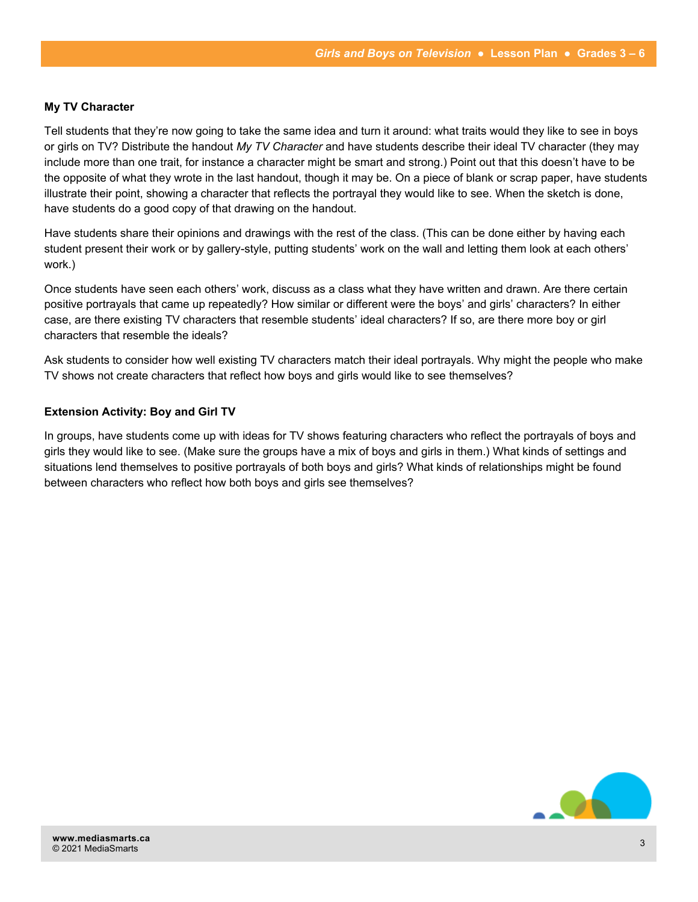**My TV Character**

Tell students that they're now going to take the same idea and turn it around: what traits would they like to see in boys or girls on TV? Distribute the handout *My TV Character* and have students describe their ideal TV character (they may include more than one trait, for instance a character might be smart and strong.) Point out that this doesn't have to be the opposite of what they wrote in the last handout, though it may be. On a piece of blank or scrap paper, have students illustrate their point, showing a character that reflects the portrayal they would like to see. When the sketch is done, have students do a good copy of that drawing on the handout.

Have students share their opinions and drawings with the rest of the class. (This can be done either by having each student present their work or by gallery-style, putting students' work on the wall and letting them look at each others' work.)

Once students have seen each others' work, discuss as a class what they have written and drawn. Are there certain positive portrayals that came up repeatedly? How similar or different were the boys' and girls' characters? In either case, are there existing TV characters that resemble students' ideal characters? If so, are there more boy or girl characters that resemble the ideals?

Ask students to consider how well existing TV characters match their ideal portrayals. Why might the people who make TV shows not create characters that reflect how boys and girls would like to see themselves?

**Extension Activity: Boy and Girl TV**

In groups, have students come up with ideas for TV shows featuring characters who reflect the portrayals of boys and girls they would like to see. (Make sure the groups have a mix of boys and girls in them.) What kinds of settings and situations lend themselves to positive portrayals of both boys and girls? What kinds of relationships might be found between characters who reflect how both boys and girls see themselves?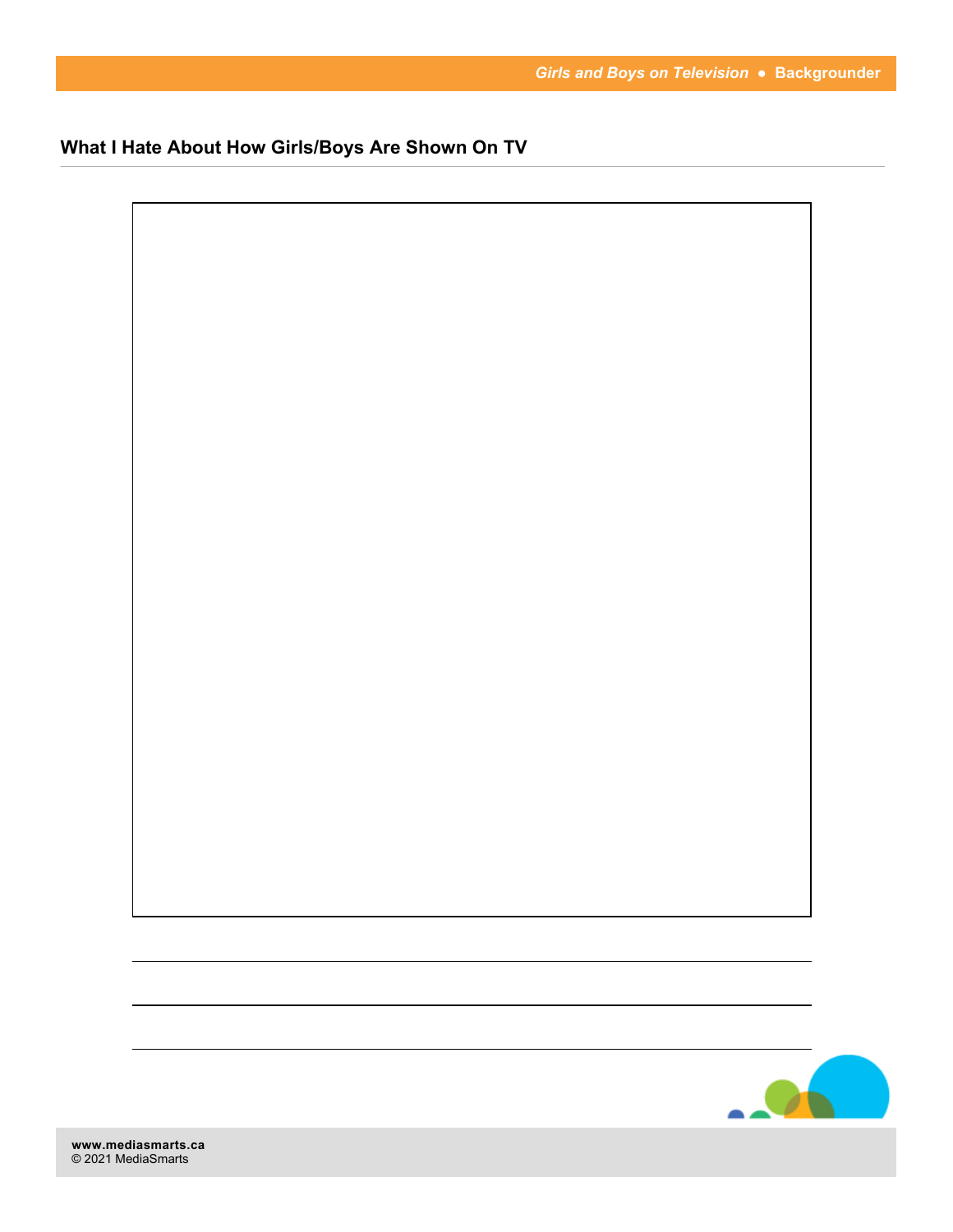## What I Hate About How Girls/Boys Are Shown On TV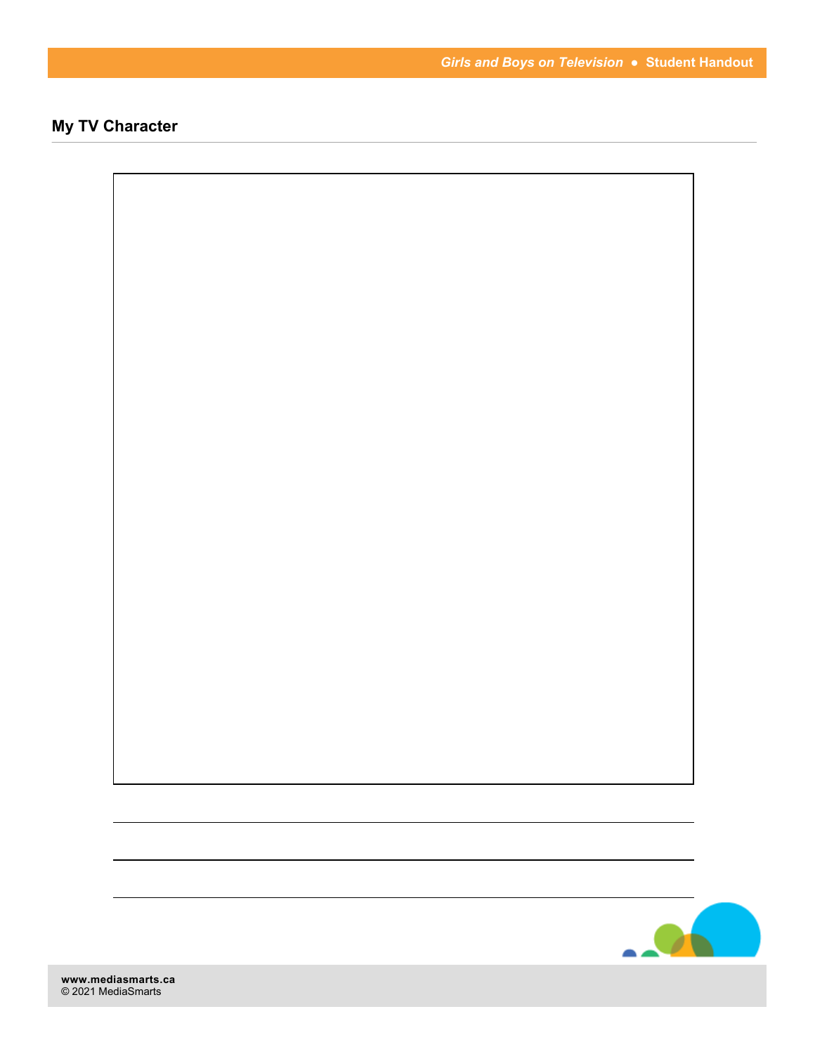## My TV Character